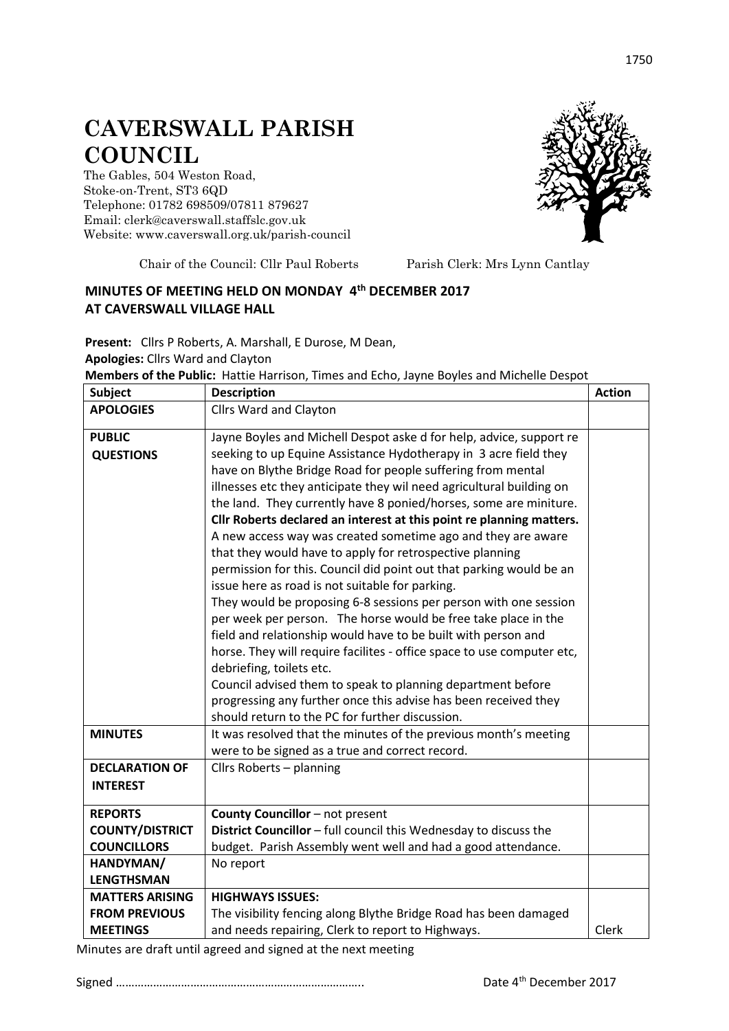# CAVERSWALL PARISH COUNCIL

The Gables, 504 Weston Road,
Stoke-on-Trent, ST3 6QD
Telephone: 01782 698509/07811 879627
Email: clerk@caverswall.staffslc.gov.uk
Website: www.caverswall.org.uk/parish-council

Chair of the Council: Cllr Paul Roberts Parish Clerk: Mrs Lynn Cantlay

## MINUTES OF MEETING HELD ON MONDAY 4th DECEMBER 2017 AT CAVERSWALL VILLAGE HALL

**Present:** Cllrs P Roberts, A. Marshall, E Durose, M Dean,
**Apologies:** Cllrs Ward and Clayton
**Members of the Public:** Hattie Harrison, Times and Echo, Jayne Boyles and Michelle Despot

| Subject | Description | Action |
|---|---|---|
| **APOLOGIES** | Cllrs Ward and Clayton | |
| **PUBLIC QUESTIONS** | Jayne Boyles and Michell Despot aske d for help, advice, support re seeking to up Equine Assistance Hydotherapy in 3 acre field they have on Blythe Bridge Road for people suffering from mental illnesses etc they anticipate they wil need agricultural building on the land. They currently have 8 ponied/horses, some are miniture. **Cllr Roberts declared an interest at this point re planning matters.** A new access way was created sometime ago and they are aware that they would have to apply for retrospective planning permission for this. Council did point out that parking would be an issue here as road is not suitable for parking. They would be proposing 6-8 sessions per person with one session per week per person. The horse would be free take place in the field and relationship would have to be built with person and horse. They will require facilites - office space to use computer etc, debriefing, toilets etc. Council advised them to speak to planning department before progressing any further once this advise has been received they should return to the PC for further discussion. | |
| **MINUTES** | It was resolved that the minutes of the previous month's meeting were to be signed as a true and correct record. | |
| **DECLARATION OF INTEREST** | Cllrs Roberts – planning | |
| **REPORTS COUNTY/DISTRICT COUNCILLORS** | **County Councillor** – not present<br>**District Councillor** – full council this Wednesday to discuss the budget. Parish Assembly went well and had a good attendance. | |
| **HANDYMAN/ LENGTHSMAN** | No report | |
| **MATTERS ARISING FROM PREVIOUS MEETINGS** | **HIGHWAYS ISSUES:**<br>The visibility fencing along Blythe Bridge Road has been damaged and needs repairing, Clerk to report to Highways. | Clerk |

Minutes are draft until agreed and signed at the next meeting

Signed ………………………………………………………………….. Date 4th December 2017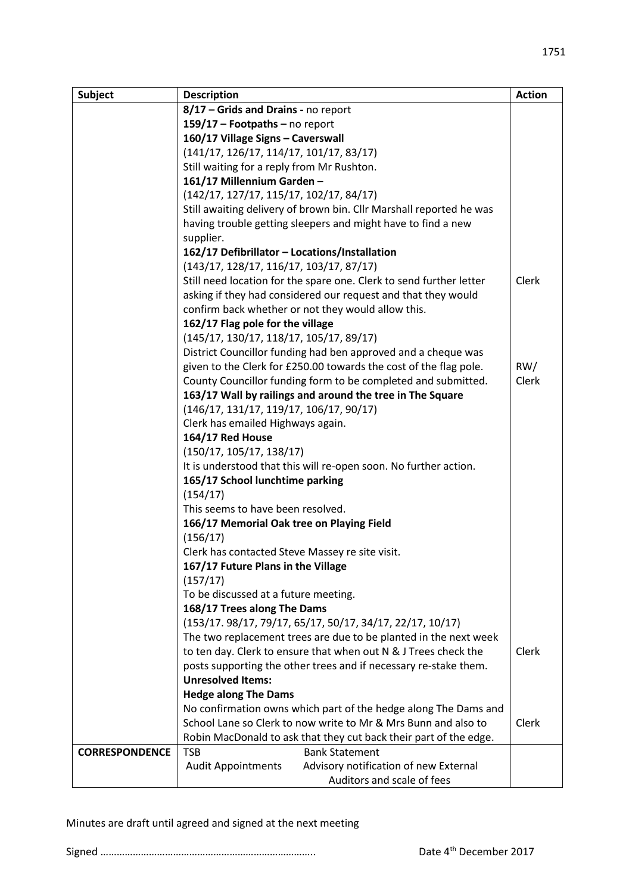| Subject | Description | Action |
|---|---|---|
| | **8/17 – Grids and Drains -** no report<br>**159/17 – Footpaths –** no report<br>**160/17 Village Signs – Caverswall**<br>(141/17, 126/17, 114/17, 101/17, 83/17)<br>Still waiting for a reply from Mr Rushton.<br>**161/17 Millennium Garden** –<br>(142/17, 127/17, 115/17, 102/17, 84/17)<br>Still awaiting delivery of brown bin. Cllr Marshall reported he was having trouble getting sleepers and might have to find a new supplier.<br>**162/17 Defibrillator – Locations/Installation**<br>(143/17, 128/17, 116/17, 103/17, 87/17)<br>Still need location for the spare one. Clerk to send further letter asking if they had considered our request and that they would confirm back whether or not they would allow this. | Clerk |
| | **162/17 Flag pole for the village**<br>(145/17, 130/17, 118/17, 105/17, 89/17)<br>District Councillor funding had ben approved and a cheque was given to the Clerk for £250.00 towards the cost of the flag pole. County Councillor funding form to be completed and submitted. | RW/ Clerk |
| | **163/17 Wall by railings and around the tree in The Square**<br>(146/17, 131/17, 119/17, 106/17, 90/17)<br>Clerk has emailed Highways again.<br>**164/17 Red House**<br>(150/17, 105/17, 138/17)<br>It is understood that this will re-open soon. No further action.<br>**165/17 School lunchtime parking**<br>(154/17)<br>This seems to have been resolved.<br>**166/17 Memorial Oak tree on Playing Field**<br>(156/17)<br>Clerk has contacted Steve Massey re site visit.<br>**167/17 Future Plans in the Village**<br>(157/17)<br>To be discussed at a future meeting.<br>**168/17 Trees along The Dams**<br>(153/17. 98/17, 79/17, 65/17, 50/17, 34/17, 22/17, 10/17)<br>The two replacement trees are due to be planted in the next week to ten day. Clerk to ensure that when out N & J Trees check the posts supporting the other trees and if necessary re-stake them. | Clerk |
| | **Unresolved Items:**<br>**Hedge along The Dams**<br>No confirmation owns which part of the hedge along The Dams and School Lane so Clerk to now write to Mr & Mrs Bunn and also to Robin MacDonald to ask that they cut back their part of the edge. | Clerk |
| **CORRESPONDENCE** | TSB — Bank Statement<br>Audit Appointments — Advisory notification of new External Auditors and scale of fees | |

Minutes are draft until agreed and signed at the next meeting

Signed ……………………………………………………………….. Date 4th December 2017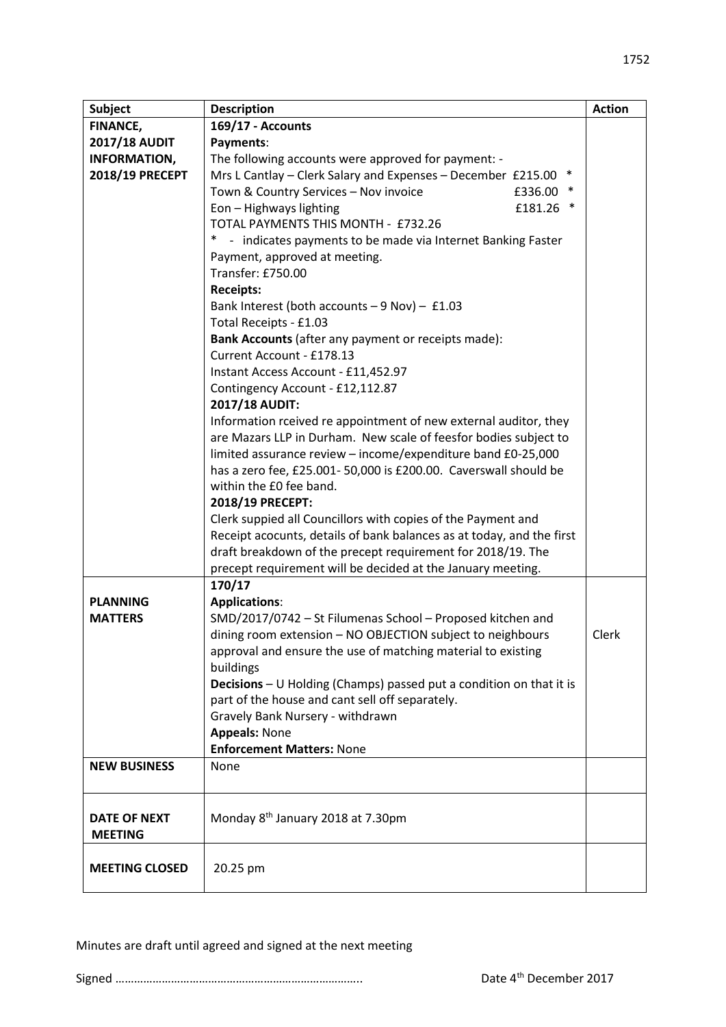| Subject | Description | Action |
|---|---|---|
| **FINANCE, 2017/18 AUDIT INFORMATION, 2018/19 PRECEPT** | **169/17 - Accounts**<br>**Payments**:<br>The following accounts were approved for payment: -<br>Mrs L Cantlay – Clerk Salary and Expenses – December £215.00 *<br>Town & Country Services – Nov invoice £336.00 *<br>Eon – Highways lighting £181.26 *<br>TOTAL PAYMENTS THIS MONTH - £732.26<br>* - indicates payments to be made via Internet Banking Faster Payment, approved at meeting.<br>Transfer: £750.00<br>**Receipts:**<br>Bank Interest (both accounts – 9 Nov) – £1.03<br>Total Receipts - £1.03<br>**Bank Accounts** (after any payment or receipts made):<br>Current Account - £178.13<br>Instant Access Account - £11,452.97<br>Contingency Account - £12,112.87<br>**2017/18 AUDIT:**<br>Information rceived re appointment of new external auditor, they are Mazars LLP in Durham. New scale of feesfor bodies subject to limited assurance review – income/expenditure band £0-25,000 has a zero fee, £25.001- 50,000 is £200.00. Caverswall should be within the £0 fee band.<br>**2018/19 PRECEPT:**<br>Clerk suppied all Councillors with copies of the Payment and Receipt acocunts, details of bank balances as at today, and the first draft breakdown of the precept requirement for 2018/19. The precept requirement will be decided at the January meeting. | |
| **PLANNING MATTERS** | **170/17**<br>**Applications**:<br>SMD/2017/0742 – St Filumenas School – Proposed kitchen and dining room extension – NO OBJECTION subject to neighbours approval and ensure the use of matching material to existing buildings<br>**Decisions** – U Holding (Champs) passed put a condition on that it is part of the house and cant sell off separately.<br>Gravely Bank Nursery - withdrawn<br>**Appeals:** None<br>**Enforcement Matters:** None | Clerk |
| **NEW BUSINESS** | None | |
| **DATE OF NEXT MEETING** | Monday 8th January 2018 at 7.30pm | |
| **MEETING CLOSED** | 20.25 pm | |

Minutes are draft until agreed and signed at the next meeting

Signed …………………………………………………………………….. Date 4th December 2017